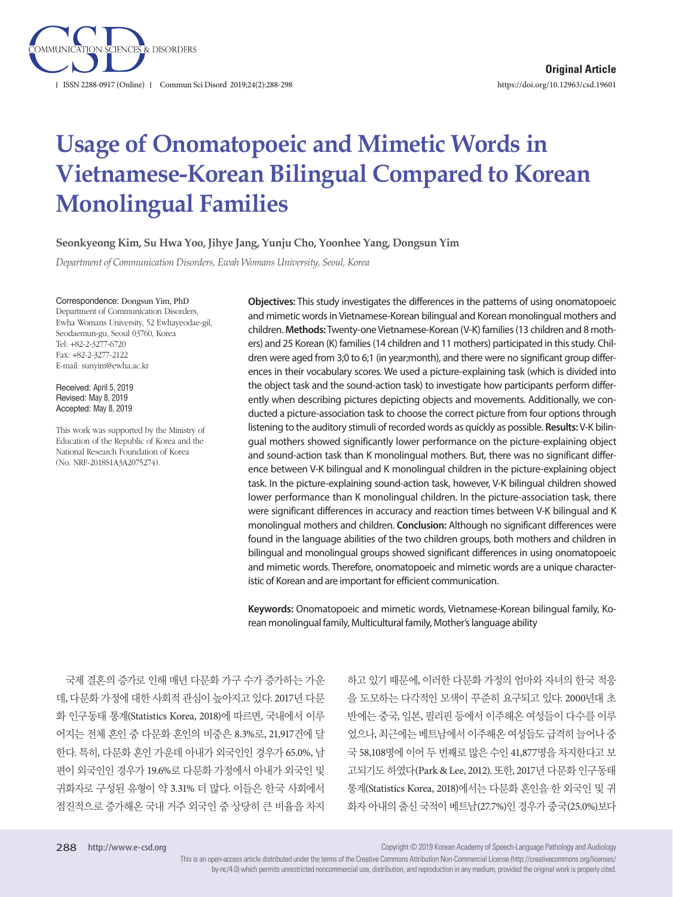Original Article

https://doi.org/10.12963/csd.19601

# Usage of Onomatopoeic and Mimetic Words in Vietnamese-Korean Bilingual Compared to Korean Monolingual Families

**Seonkyeong Kim, Su Hwa Yoo, Jihye Jang, Yunju Cho, Yoonhee Yang, Dongsun Yim**

*Department of Communication Disorders, Ewha Womans University, Seoul, Korea*

Correspondence: Dongsun Yim, PhD
Department of Communication Disorders, Ewha Womans University, 52 Ewhayeodae-gil, Seodaemun-gu, Seoul 03760, Korea
Tel: +82-2-3277-6720
Fax: +82-2-3277-2122
E-mail: sunyim@ewha.ac.kr

Received: April 5, 2019
Revised: May 8, 2019
Accepted: May 8, 2019

This work was supported by the Ministry of Education of the Republic of Korea and the National Research Foundation of Korea (No. NRF-2018S1A3A2075274).

**Objectives:** This study investigates the differences in the patterns of using onomatopoeic and mimetic words in Vietnamese-Korean bilingual and Korean monolingual mothers and children. **Methods:** Twenty-one Vietnamese-Korean (V-K) families (13 children and 8 mothers) and 25 Korean (K) families (14 children and 11 mothers) participated in this study. Children were aged from 3;0 to 6;1 (in year;month), and there were no significant group differences in their vocabulary scores. We used a picture-explaining task (which is divided into the object task and the sound-action task) to investigate how participants perform differently when describing pictures depicting objects and movements. Additionally, we conducted a picture-association task to choose the correct picture from four options through listening to the auditory stimuli of recorded words as quickly as possible. **Results:** V-K bilingual mothers showed significantly lower performance on the picture-explaining object and sound-action task than K monolingual mothers. But, there was no significant difference between V-K bilingual and K monolingual children in the picture-explaining object task. In the picture-explaining sound-action task, however, V-K bilingual children showed lower performance than K monolingual children. In the picture-association task, there were significant differences in accuracy and reaction times between V-K bilingual and K monolingual mothers and children. **Conclusion:** Although no significant differences were found in the language abilities of the two children groups, both mothers and children in bilingual and monolingual groups showed significant differences in using onomatopoeic and mimetic words. Therefore, onomatopoeic and mimetic words are a unique characteristic of Korean and are important for efficient communication.

**Keywords:** Onomatopoeic and mimetic words, Vietnamese-Korean bilingual family, Korean monolingual family, Multicultural family, Mother's language ability

국제 결혼의 증가로 인해 매년 다문화 가구 수가 증가하는 가운데, 다문화 가정에 대한 사회적 관심이 높아지고 있다. 2017년 다문화 인구동태 통계(Statistics Korea, 2018)에 따르면, 국내에서 이루어지는 전체 혼인 중 다문화 혼인의 비중은 8.3%로, 21,917건에 달한다. 특히, 다문화 혼인 가운데 아내가 외국인인 경우가 65.0%, 남편이 외국인인 경우가 19.6%로 다문화 가정에서 아내가 외국인 및 귀화자로 구성된 유형이 약 3.31% 더 많다. 이들은 한국 사회에서 점진적으로 증가해온 국내 거주 외국인 중 상당히 큰 비율을 차지하고 있기 때문에, 이러한 다문화 가정의 엄마와 자녀의 한국 적응을 도모하는 다각적인 모색이 꾸준히 요구되고 있다. 2000년대 초반에는 중국, 일본, 필리핀 등에서 이주해온 여성들이 다수를 이루었으나, 최근에는 베트남에서 이주해온 여성들도 급격히 늘어나 중국 58,108명에 이어 두 번째로 많은 수인 41,877명을 차지한다고 보고되기도 하였다(Park & Lee, 2012). 또한, 2017년 다문화 인구동태 통계(Statistics Korea, 2018)에서는 다문화 혼인을 한 외국인 및 귀화자 아내의 출신 국적이 베트남(27.7%)인 경우가 중국(25.0%)보다

Copyright © 2019 Korean Academy of Speech-Language Pathology and Audiology

This is an open-access article distributed under the terms of the Creative Commons Attribution Non-Commercial License (http://creativecommons.org/licenses/by-nc/4.0) which permits unrestricted noncommercial use, distribution, and reproduction in any medium, provided the original work is properly cited.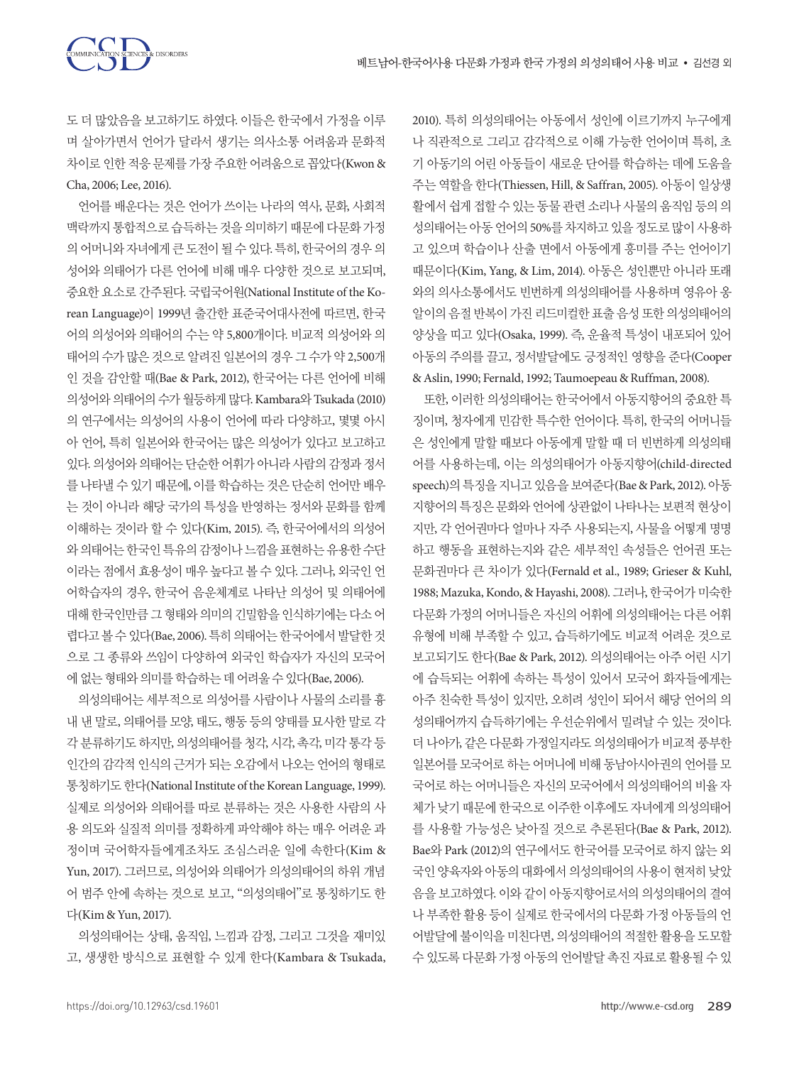도 더 많았음을 보고하기도 하였다. 이들은 한국에서 가정을 이루며 살아가면서 언어가 달라서 생기는 의사소통 어려움과 문화적 차이로 인한 적응 문제를 가장 주요한 어려움으로 꼽았다(Kwon & Cha, 2006; Lee, 2016).

언어를 배운다는 것은 언어가 쓰이는 나라의 역사, 문화, 사회적 맥락까지 통합적으로 습득하는 것을 의미하기 때문에 다문화 가정의 어머니와 자녀에게 큰 도전이 될 수 있다. 특히, 한국어의 경우 의성어와 의태어가 다른 언어에 비해 매우 다양한 것으로 보고되며, 중요한 요소로 간주된다. 국립국어원(National Institute of the Korean Language)이 1999년 출간한 표준국어대사전에 따르면, 한국어의 의성어와 의태어의 수는 약 5,800개이다. 비교적 의성어와 의태어의 수가 많은 것으로 알려진 일본어의 경우 그 수가 약 2,500개인 것을 감안할 때(Bae & Park, 2012), 한국어는 다른 언어에 비해 의성어와 의태어의 수가 월등하게 많다. Kambara와 Tsukada (2010)의 연구에서는 의성어의 사용이 언어에 따라 다양하고, 몇몇 아시아 언어, 특히 일본어와 한국어는 많은 의성어가 있다고 보고하고 있다. 의성어와 의태어는 단순한 어휘가 아니라 사람의 감정과 정서를 나타낼 수 있기 때문에, 이를 학습하는 것은 단순히 언어만 배우는 것이 아니라 해당 국가의 특성을 반영하는 정서와 문화를 함께 이해하는 것이라 할 수 있다(Kim, 2015). 즉, 한국어에서의 의성어와 의태어는 한국인 특유의 감정이나 느낌을 표현하는 유용한 수단이라는 점에서 효용성이 매우 높다고 볼 수 있다. 그러나, 외국인 언어학습자의 경우, 한국어 음운체계로 나타난 의성어 및 의태어에 대해 한국인만큼 그 형태와 의미의 긴밀함을 인식하기에는 다소 어렵다고 볼 수 있다(Bae, 2006). 특히 의태어는 한국어에서 발달한 것으로 그 종류와 쓰임이 다양하여 외국인 학습자가 자신의 모국어에 없는 형태와 의미를 학습하는 데 어려울 수 있다(Bae, 2006).

의성의태어는 세부적으로 의성어를 사람이나 사물의 소리를 흉내 낸 말로, 의태어를 모양, 태도, 행동 등의 양태를 묘사한 말로 각각 분류하기도 하지만, 의성의태어를 청각, 시각, 촉각, 미각 통각 등 인간의 감각적 인식의 근거가 되는 오감에서 나오는 언어의 형태로 통칭하기도 한다(National Institute of the Korean Language, 1999). 실제로 의성어와 의태어를 따로 분류하는 것은 사용한 사람의 사용 의도와 실질적 의미를 정확하게 파악해야 하는 매우 어려운 과정이며 국어학자들에게조차도 조심스러운 일에 속한다(Kim & Yun, 2017). 그러므로, 의성어와 의태어가 의성의태어의 하위 개념어 범주 안에 속하는 것으로 보고, "의성의태어"로 통칭하기도 한다(Kim & Yun, 2017).

의성의태어는 상태, 움직임, 느낌과 감정, 그리고 그것을 재미있고, 생생한 방식으로 표현할 수 있게 한다(Kambara & Tsukada, 2010). 특히 의성의태어는 아동에서 성인에 이르기까지 누구에게나 직관적으로 그리고 감각적으로 이해 가능한 언어이며 특히, 초기 아동기의 어린 아동들이 새로운 단어를 학습하는 데에 도움을 주는 역할을 한다(Thiessen, Hill, & Saffran, 2005). 아동이 일상생활에서 쉽게 접할 수 있는 동물 관련 소리나 사물의 움직임 등의 의성의태어는 아동 언어의 50%를 차지하고 있을 정도로 많이 사용하고 있으며 학습이나 산출 면에서 아동에게 흥미를 주는 언어이기 때문이다(Kim, Yang, & Lim, 2014). 아동은 성인뿐만 아니라 또래와의 의사소통에서도 빈번하게 의성의태어를 사용하며 영유아 옹알이의 음절 반복이 가진 리드미컬한 표출 음성 또한 의성의태어의 양상을 띠고 있다(Osaka, 1999). 즉, 운율적 특성이 내포되어 있어 아동의 주의를 끌고, 정서발달에도 긍정적인 영향을 준다(Cooper & Aslin, 1990; Fernald, 1992; Taumoepeau & Ruffman, 2008).

또한, 이러한 의성의태어는 한국어에서 아동지향어의 중요한 특징이며, 청자에게 민감한 특수한 언어이다. 특히, 한국의 어머니들은 성인에게 말할 때보다 아동에게 말할 때 더 빈번하게 의성의태어를 사용하는데, 이는 의성의태어가 아동지향어(child-directed speech)의 특징을 지니고 있음을 보여준다(Bae & Park, 2012). 아동지향어의 특징은 문화와 언어에 상관없이 나타나는 보편적 현상이지만, 각 언어권마다 얼마나 자주 사용되는지, 사물을 어떻게 명명하고 행동을 표현하는지와 같은 세부적인 속성들은 언어권 또는 문화권마다 큰 차이가 있다(Fernald et al., 1989; Grieser & Kuhl, 1988; Mazuka, Kondo, & Hayashi, 2008). 그러나, 한국어가 미숙한 다문화 가정의 어머니들은 자신의 어휘에 의성의태어는 다른 어휘 유형에 비해 부족할 수 있고, 습득하기에도 비교적 어려운 것으로 보고되기도 한다(Bae & Park, 2012). 의성의태어는 아주 어린 시기에 습득되는 어휘에 속하는 특성이 있어서 모국어 화자들에게는 아주 친숙한 특성이 있지만, 오히려 성인이 되어서 해당 언어의 의성의태어까지 습득하기에는 우선순위에서 밀려날 수 있는 것이다. 더 나아가, 같은 다문화 가정일지라도 의성의태어가 비교적 풍부한 일본어를 모국어로 하는 어머니에 비해 동남아시아권의 언어를 모국어로 하는 어머니들은 자신의 모국어에서 의성의태어의 비율 자체가 낮기 때문에 한국으로 이주한 이후에도 자녀에게 의성의태어를 사용할 가능성은 낮아질 것으로 추론된다(Bae & Park, 2012). Bae와 Park (2012)의 연구에서도 한국어를 모국어로 하지 않는 외국인 양육자와 아동의 대화에서 의성의태어의 사용이 현저히 낮았음을 보고하였다. 이와 같이 아동지향어로서의 의성의태어의 결여나 부족한 활용 등이 실제로 한국에서의 다문화 가정 아동들의 언어발달에 불이익을 미친다면, 의성의태어의 적절한 활용을 도모할 수 있도록 다문화 가정 아동의 언어발달 촉진 자료로 활용될 수 있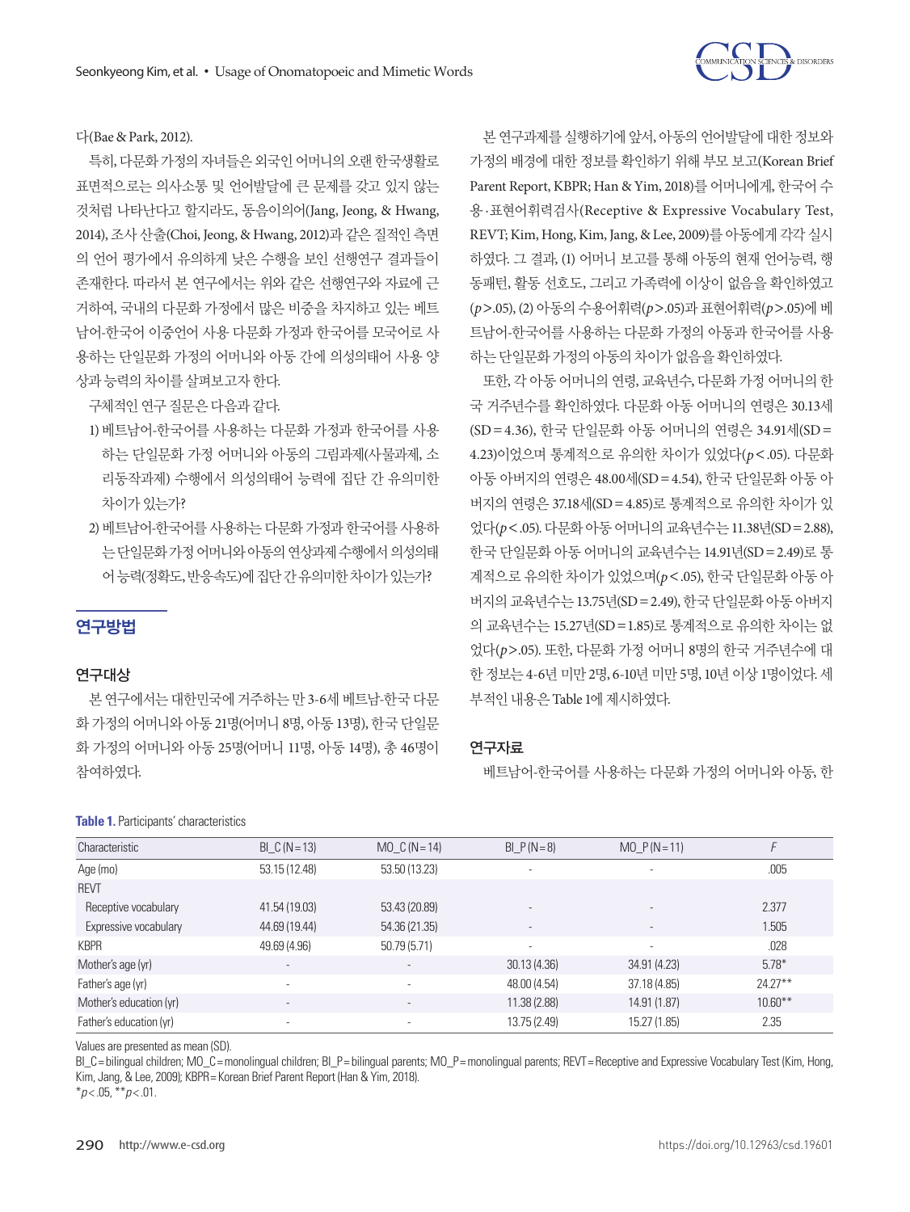다(Bae & Park, 2012).

특히, 다문화 가정의 자녀들은 외국인 어머니의 오랜 한국생활로 표면적으로는 의사소통 및 언어발달에 큰 문제를 갖고 있지 않는 것처럼 나타난다고 할지라도, 동음이의어(Jang, Jeong, & Hwang, 2014), 조사 산출(Choi, Jeong, & Hwang, 2012)과 같은 질적인 측면의 언어 평가에서 유의하게 낮은 수행을 보인 선행연구 결과들이 존재한다. 따라서 본 연구에서는 위와 같은 선행연구와 자료에 근거하여, 국내의 다문화 가정에서 많은 비중을 차지하고 있는 베트남어-한국어 이중언어 사용 다문화 가정과 한국어를 모국어로 사용하는 단일문화 가정의 어머니와 아동 간에 의성의태어 사용 양상과 능력의 차이를 살펴보고자 한다.

구체적인 연구 질문은 다음과 같다.

1) 베트남어-한국어를 사용하는 다문화 가정과 한국어를 사용하는 단일문화 가정 어머니와 아동의 그림과제(사물과제, 소리동작과제) 수행에서 의성의태어 능력에 집단 간 유의미한 차이가 있는가?
2) 베트남어-한국어를 사용하는 다문화 가정과 한국어를 사용하는 단일문화 가정 어머니와 아동의 연상과제 수행에서 의성의태어 능력(정확도, 반응속도)에 집단 간 유의미한 차이가 있는가?

## 연구방법

### 연구대상

본 연구에서는 대한민국에 거주하는 만 3-6세 베트남-한국 다문화 가정의 어머니와 아동 21명(어머니 8명, 아동 13명), 한국 단일문화 가정의 어머니와 아동 25명(어머니 11명, 아동 14명), 총 46명이 참여하였다.

본 연구과제를 실행하기에 앞서, 아동의 언어발달에 대한 정보와 가정의 배경에 대한 정보를 확인하기 위해 부모 보고(Korean Brief Parent Report, KBPR; Han & Yim, 2018)를 어머니에게, 한국어 수용·표현어휘력검사(Receptive & Expressive Vocabulary Test, REVT; Kim, Hong, Kim, Jang, & Lee, 2009)를 아동에게 각각 실시하였다. 그 결과, (1) 어머니 보고를 통해 아동의 현재 언어능력, 행동패턴, 활동 선호도, 그리고 가족력에 이상이 없음을 확인하였고 ($p>.05$), (2) 아동의 수용어휘력($p>.05$)과 표현어휘력($p>.05$)에 베트남어-한국어를 사용하는 다문화 가정의 아동과 한국어를 사용하는 단일문화 가정의 아동의 차이가 없음을 확인하였다.

또한, 각 아동 어머니의 연령, 교육년수, 다문화 가정 어머니의 한국 거주년수를 확인하였다. 다문화 아동 어머니의 연령은 30.13세(SD = 4.36), 한국 단일문화 아동 어머니의 연령은 34.91세(SD = 4.23)이었으며 통계적으로 유의한 차이가 있었다($p<.05$). 다문화 아동 아버지의 연령은 48.00세(SD = 4.54), 한국 단일문화 아동 아버지의 연령은 37.18세(SD = 4.85)로 통계적으로 유의한 차이가 있었다($p<.05$). 다문화 아동 어머니의 교육년수는 11.38년(SD = 2.88), 한국 단일문화 아동 어머니의 교육년수는 14.91년(SD = 2.49)로 통계적으로 유의한 차이가 있었으며($p<.05$), 한국 단일문화 아동 아버지의 교육년수는 13.75년(SD = 2.49), 한국 단일문화 아동 아버지의 교육년수는 15.27년(SD = 1.85)로 통계적으로 유의한 차이는 없었다($p>.05$). 또한, 다문화 가정 어머니 8명의 한국 거주년수에 대한 정보는 4-6년 미만 2명, 6-10년 미만 5명, 10년 이상 1명이었다. 세부적인 내용은 Table 1에 제시하였다.

### 연구자료

베트남어-한국어를 사용하는 다문화 가정의 어머니와 아동, 한

**Table 1.** Participants' characteristics

| Characteristic | BI_C (N = 13) | MO_C (N = 14) | BI_P (N = 8) | MO_P (N = 11) | *F* |
|---|---|---|---|---|---|
| Age (mo) | 53.15 (12.48) | 53.50 (13.23) | - | - | .005 |
| REVT | | | | | |
| Receptive vocabulary | 41.54 (19.03) | 53.43 (20.89) | - | - | 2.377 |
| Expressive vocabulary | 44.69 (19.44) | 54.36 (21.35) | - | - | 1.505 |
| KBPR | 49.69 (4.96) | 50.79 (5.71) | - | - | .028 |
| Mother's age (yr) | - | - | 30.13 (4.36) | 34.91 (4.23) | 5.78* |
| Father's age (yr) | - | - | 48.00 (4.54) | 37.18 (4.85) | 24.27** |
| Mother's education (yr) | - | - | 11.38 (2.88) | 14.91 (1.87) | 10.60** |
| Father's education (yr) | - | - | 13.75 (2.49) | 15.27 (1.85) | 2.35 |

Values are presented as mean (SD).

BI_C = bilingual children; MO_C = monolingual children; BI_P = bilingual parents; MO_P = monolingual parents; REVT = Receptive and Expressive Vocabulary Test (Kim, Hong, Kim, Jang, & Lee, 2009); KBPR = Korean Brief Parent Report (Han & Yim, 2018).

*$p<.05$, **$p<.01$.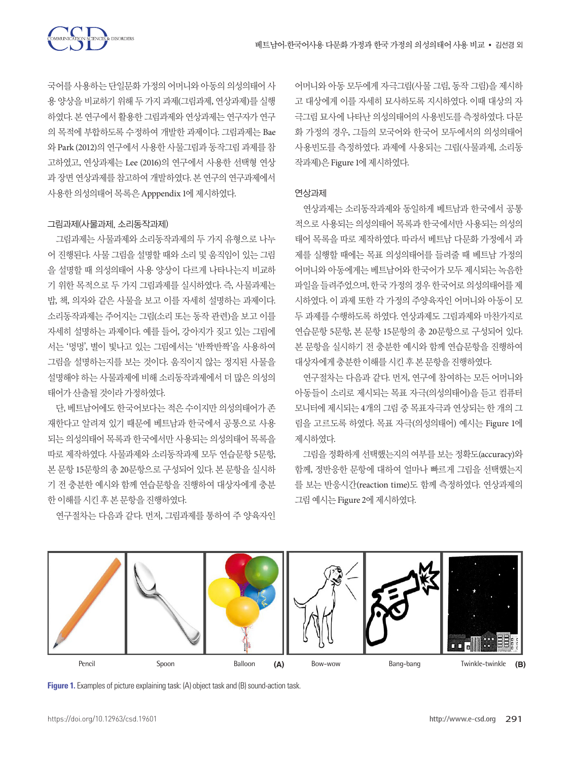국어를 사용하는 단일문화 가정의 어머니와 아동의 의성의태어 사용 양상을 비교하기 위해 두 가지 과제(그림과제, 연상과제)를 실행하였다. 본 연구에서 활용한 그림과제와 연상과제는 연구자가 연구의 목적에 부합하도록 수정하여 개발한 과제이다. 그림과제는 Bae와 Park (2012)의 연구에서 사용한 사물그림과 동작그림 과제를 참고하였고, 연상과제는 Lee (2016)의 연구에서 사용한 선택형 연상과 장면 연상과제를 참고하여 개발하였다. 본 연구의 연구과제에서 사용한 의성의태어 목록은 Apppendix 1에 제시하였다.

### 그림과제(사물과제, 소리동작과제)

그림과제는 사물과제와 소리동작과제의 두 가지 유형으로 나누어 진행된다. 사물 그림을 설명할 때와 소리 및 움직임이 있는 그림을 설명할 때 의성의태어 사용 양상이 다르게 나타나는지 비교하기 위한 목적으로 두 가지 그림과제를 실시하였다. 즉, 사물과제는 밥, 책, 의자와 같은 사물을 보고 이를 자세히 설명하는 과제이다. 소리동작과제는 주어지는 그림(소리 또는 동작 관련)을 보고 이를 자세히 설명하는 과제이다. 예를 들어, 강아지가 짖고 있는 그림에서는 '멍멍', 별이 빛나고 있는 그림에서는 '반짝반짝'을 사용하여 그림을 설명하는지를 보는 것이다. 움직이지 않는 정지된 사물을 설명해야 하는 사물과제에 비해 소리동작과제에서 더 많은 의성의태어가 산출될 것이라 가정하였다.

단, 베트남어에도 한국어보다는 적은 수이지만 의성의태어가 존재한다고 알려져 있기 때문에 베트남과 한국에서 공통으로 사용되는 의성의태어 목록과 한국에서만 사용되는 의성의태어 목록을 따로 제작하였다. 사물과제와 소리동작과제 모두 연습문항 5문항, 본 문항 15문항의 총 20문항으로 구성되어 있다. 본 문항을 실시하기 전 충분한 예시와 함께 연습문항을 진행하여 대상자에게 충분한 이해를 시킨 후 본 문항을 진행하였다.

연구절차는 다음과 같다. 먼저, 그림과제를 통하여 주 양육자인 어머니와 아동 모두에게 자극그림(사물 그림, 동작 그림)을 제시하고 대상에게 이를 자세히 묘사하도록 지시하였다. 이때 대상의 자극그림 묘사에 나타난 의성의태어의 사용빈도를 측정하였다. 다문화 가정의 경우, 그들의 모국어와 한국어 모두에서의 의성의태어 사용빈도를 측정하였다. 과제에 사용되는 그림(사물과제, 소리동작과제)은 Figure 1에 제시하였다.

### 연상과제

연상과제는 소리동작과제와 동일하게 베트남과 한국에서 공통적으로 사용되는 의성의태어 목록과 한국에서만 사용되는 의성의태어 목록을 따로 제작하였다. 따라서 베트남 다문화 가정에서 과제를 실행할 때에는 목표 의성의태어를 들려줄 때 베트남 가정의 어머니와 아동에게는 베트남어와 한국어가 모두 제시되는 녹음한 파일을 들려주었으며, 한국 가정의 경우 한국어로 의성의태어를 제시하였다. 이 과제 또한 각 가정의 주양육자인 어머니와 아동이 모두 과제를 수행하도록 하였다. 연상과제도 그림과제와 마찬가지로 연습문항 5문항, 본 문항 15문항의 총 20문항으로 구성되어 있다. 본 문항을 실시하기 전 충분한 예시와 함께 연습문항을 진행하여 대상자에게 충분한 이해를 시킨 후 본 문항을 진행하였다.

연구절차는 다음과 같다. 먼저, 연구에 참여하는 모든 어머니와 아동들이 소리로 제시되는 목표 자극(의성의태어)을 듣고 컴퓨터 모니터에 제시되는 4개의 그림 중 목표자극과 연상되는 한 개의 그림을 고르도록 하였다. 목표 자극(의성의태어) 예시는 Figure 1에 제시하였다.

그림을 정확하게 선택했는지의 여부를 보는 정확도(accuracy)와 함께, 정반응한 문항에 대하여 얼마나 빠르게 그림을 선택했는지를 보는 반응시간(reaction time)도 함께 측정하였다. 연상과제의 그림 예시는 Figure 2에 제시하였다.

Pencil Spoon Balloon (A) Bow-wow Bang-bang Twinkle-twinkle (B)

**Figure 1.** Examples of picture explaining task: (A) object task and (B) sound-action task.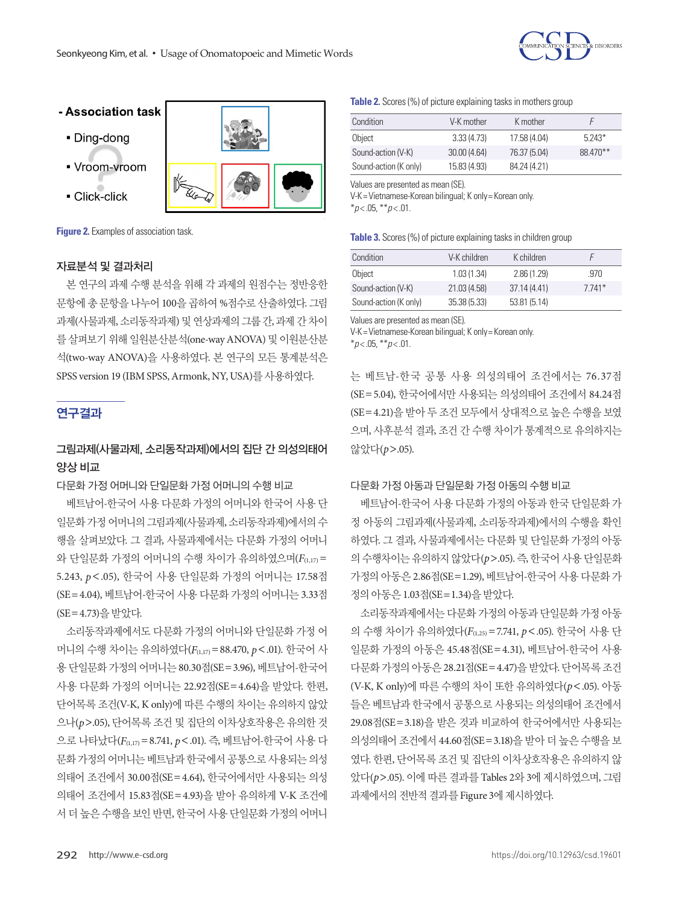- Association task
  - Ding-dong
  - Vroom-vroom
  - Click-click

**Figure 2.** Examples of association task.

### 자료분석 및 결과처리

본 연구의 과제 수행 분석을 위해 각 과제의 원점수는 정반응한 문항에 총 문항을 나누어 100을 곱하여 %점수로 산출하였다. 그림과제(사물과제, 소리동작과제) 및 연상과제의 그룹 간, 과제 간 차이를 살펴보기 위해 일원분산분석(one-way ANOVA) 및 이원분산분석(two-way ANOVA)을 사용하였다. 본 연구의 모든 통계분석은 SPSS version 19 (IBM SPSS, Armonk, NY, USA)를 사용하였다.

## 연구결과

### 그림과제(사물과제, 소리동작과제)에서의 집단 간 의성의태어 양상 비교

#### 다문화 가정 어머니와 단일문화 가정 어머니의 수행 비교

베트남어-한국어 사용 다문화 가정의 어머니와 한국어 사용 단일문화 가정 어머니의 그림과제(사물과제, 소리동작과제)에서의 수행을 살펴보았다. 그 결과, 사물과제에서는 다문화 가정의 어머니와 단일문화 가정의 어머니의 수행 차이가 유의하였으며($F_{(1,17)}$ = 5.243, $p<.05$), 한국어 사용 단일문화 가정의 어머니는 17.58점(SE=4.04), 베트남어-한국어 사용 다문화 가정의 어머니는 3.33점(SE=4.73)을 받았다.

소리동작과제에서도 다문화 가정의 어머니와 단일문화 가정 어머니의 수행 차이는 유의하였다($F_{(1,17)}$ = 88.470, $p<.01$). 한국어 사용 단일문화 가정의 어머니는 80.30점(SE=3.96), 베트남어-한국어 사용 다문화 가정의 어머니는 22.92점(SE=4.64)을 받았다. 한편, 단어목록 조건(V-K, K only)에 따른 수행의 차이는 유의하지 않았으나($p>.05$), 단어목록 조건 및 집단의 이차상호작용은 유의한 것으로 나타났다($F_{(1,17)}$ = 8.741, $p<.01$). 즉, 베트남어-한국어 사용 다문화 가정의 어머니는 베트남과 한국에서 공통으로 사용되는 의성의태어 조건에서 30.00점(SE=4.64), 한국어에서만 사용되는 의성의태어 조건에서 15.83점(SE=4.93)을 받아 유의하게 V-K 조건에서 더 높은 수행을 보인 반면, 한국어 사용 단일문화 가정의 어머니는 베트남-한국 공통 사용 의성의태어 조건에서는 76.37점(SE=5.04), 한국어에서만 사용되는 의성의태어 조건에서 84.24점(SE=4.21)을 받아 두 조건 모두에서 상대적으로 높은 수행을 보였으며, 사후분석 결과, 조건 간 수행 차이가 통계적으로 유의하지는 않았다($p>.05$).

**Table 2.** Scores (%) of picture explaining tasks in mothers group

| Condition | V-K mother | K mother | *F* |
|---|---|---|---|
| Object | 3.33 (4.73) | 17.58 (4.04) | 5.243* |
| Sound-action (V-K) | 30.00 (4.64) | 76.37 (5.04) | 88.470** |
| Sound-action (K only) | 15.83 (4.93) | 84.24 (4.21) | |

Values are presented as mean (SE).
V-K = Vietnamese-Korean bilingual; K only = Korean only.
*$p<.05$, **$p<.01$.

**Table 3.** Scores (%) of picture explaining tasks in children group

| Condition | V-K children | K children | *F* |
|---|---|---|---|
| Object | 1.03 (1.34) | 2.86 (1.29) | .970 |
| Sound-action (V-K) | 21.03 (4.58) | 37.14 (4.41) | 7.741* |
| Sound-action (K only) | 35.38 (5.33) | 53.81 (5.14) | |

Values are presented as mean (SE).
V-K = Vietnamese-Korean bilingual; K only = Korean only.
*$p<.05$, **$p<.01$.

#### 다문화 가정 아동과 단일문화 가정 아동의 수행 비교

베트남어-한국어 사용 다문화 가정의 아동과 한국 단일문화 가정 아동의 그림과제(사물과제, 소리동작과제)에서의 수행을 확인하였다. 그 결과, 사물과제에서는 다문화 및 단일문화 가정의 아동의 수행차이는 유의하지 않았다($p>.05$). 즉, 한국어 사용 단일문화 가정의 아동은 2.86점(SE=1.29), 베트남어-한국어 사용 다문화 가정의 아동은 1.03점(SE=1.34)을 받았다.

소리동작과제에서는 다문화 가정의 아동과 단일문화 가정 아동의 수행 차이가 유의하였다($F_{(1,25)}$ = 7.741, $p<.05$). 한국어 사용 단일문화 가정의 아동은 45.48점(SE=4.31), 베트남어-한국어 사용 다문화 가정의 아동은 28.21점(SE=4.47)을 받았다. 단어목록 조건(V-K, K only)에 따른 수행의 차이 또한 유의하였다($p<.05$). 아동들은 베트남과 한국에서 공통으로 사용되는 의성의태어 조건에서 29.08점(SE=3.18)을 받은 것과 비교하여 한국어에서만 사용되는 의성의태어 조건에서 44.60점(SE=3.18)을 받아 더 높은 수행을 보였다. 한편, 단어목록 조건 및 집단의 이차상호작용은 유의하지 않았다($p>.05$). 이에 따른 결과를 Tables 2와 3에 제시하였으며, 그림과제에서의 전반적 결과를 Figure 3에 제시하였다.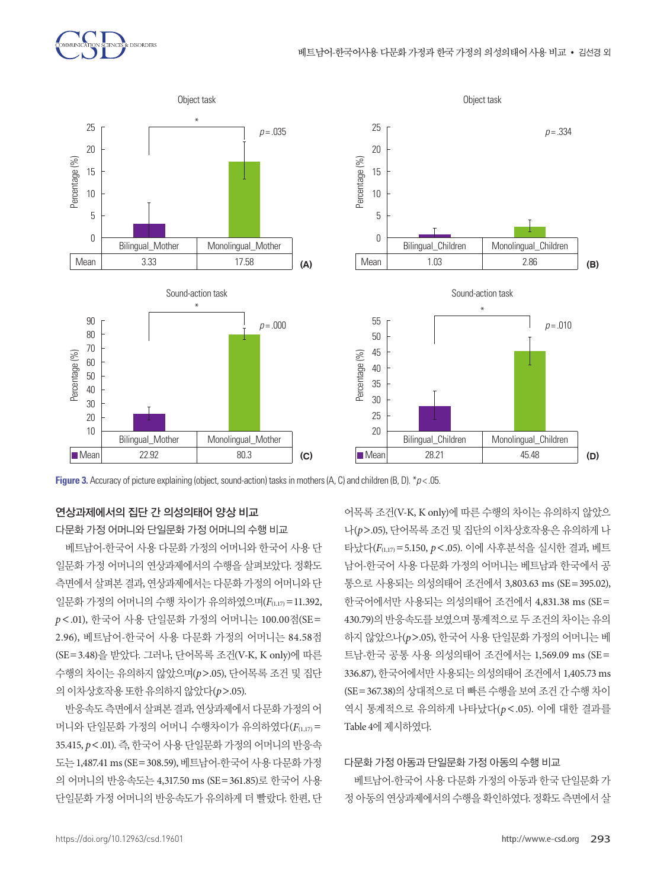Object task

| | Bilingual_Mother | Monolingual_Mother |
|---|---|---|
| Mean | 3.33 | 17.58 |

(A) $p = .035$ *

Object task

| | Bilingual_Children | Monolingual_Children |
|---|---|---|
| Mean | 1.03 | 2.86 |

(B) $p = .334$

Sound-action task

| | Bilingual_Mother | Monolingual_Mother |
|---|---|---|
| Mean | 22.92 | 80.3 |

(C) $p = .000$ *

Sound-action task

| | Bilingual_Children | Monolingual_Children |
|---|---|---|
| Mean | 28.21 | 45.48 |

(D) $p = .010$ *

**Figure 3.** Accuracy of picture explaining (object, sound-action) tasks in mothers (A, C) and children (B, D). *$p < .05$.

### 연상과제에서의 집단 간 의성의태어 양상 비교

#### 다문화 가정 어머니와 단일문화 가정 어머니의 수행 비교

베트남어-한국어 사용 다문화 가정의 어머니와 한국어 사용 단일문화 가정 어머니의 연상과제에서의 수행을 살펴보았다. 정확도 측면에서 살펴본 결과, 연상과제에서는 다문화 가정의 어머니와 단일문화 가정의 어머니의 수행 차이가 유의하였으며($F_{(1,17)} = 11.392$, $p < .01$), 한국어 사용 단일문화 가정의 어머니는 100.00점(SE = 2.96), 베트남어-한국어 사용 다문화 가정의 어머니는 84.58점(SE = 3.48)을 받았다. 그러나, 단어목록 조건(V-K, K only)에 따른 수행의 차이는 유의하지 않았으며($p > .05$), 단어목록 조건 및 집단의 이차상호작용 또한 유의하지 않았다($p > .05$).

반응속도 측면에서 살펴본 결과, 연상과제에서 다문화 가정의 어머니와 단일문화 가정의 어머니 수행차이가 유의하였다($F_{(1,17)} = 35.415$, $p < .01$). 즉, 한국어 사용 단일문화 가정의 어머니의 반응속도는 1,487.41 ms (SE = 308.59), 베트남어-한국어 사용 다문화 가정의 어머니의 반응속도는 4,317.50 ms (SE = 361.85)로 한국어 사용 단일문화 가정 어머니의 반응속도가 유의하게 더 빨랐다. 한편, 단어목록 조건(V-K, K only)에 따른 수행의 차이는 유의하지 않았으나($p > .05$), 단어목록 조건 및 집단의 이차상호작용은 유의하게 나타났다($F_{(1,17)} = 5.150$, $p < .05$). 이에 사후분석을 실시한 결과, 베트남어-한국어 사용 다문화 가정의 어머니는 베트남과 한국에서 공통으로 사용되는 의성의태어 조건에서 3,803.63 ms (SE = 395.02), 한국어에서만 사용되는 의성의태어 조건에서 4,831.38 ms (SE = 430.79)의 반응속도를 보였으며 통계적으로 두 조건의 차이는 유의하지 않았으나($p > .05$), 한국어 사용 단일문화 가정의 어머니는 베트남-한국 공통 사용 의성의태어 조건에서는 1,569.09 ms (SE = 336.87), 한국어에서만 사용되는 의성의태어 조건에서 1,405.73 ms (SE = 367.38)의 상대적으로 더 빠른 수행을 보여 조건 간 수행 차이 역시 통계적으로 유의하게 나타났다($p < .05$). 이에 대한 결과를 Table 4에 제시하였다.

#### 다문화 가정 아동과 단일문화 가정 아동의 수행 비교

베트남어-한국어 사용 다문화 가정의 아동과 한국 단일문화 가정 아동의 연상과제에서의 수행을 확인하였다. 정확도 측면에서 살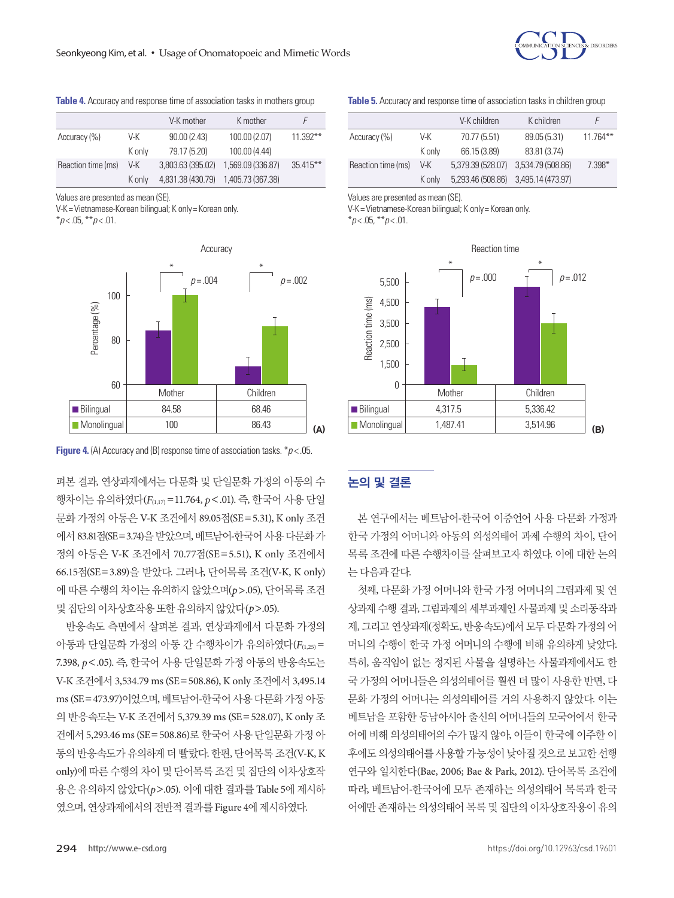**Table 4.** Accuracy and response time of association tasks in mothers group

| | | V-K mother | K mother | F |
|---|---|---|---|---|
| Accuracy (%) | V-K | 90.00 (2.43) | 100.00 (2.07) | 11.392** |
| | K only | 79.17 (5.20) | 100.00 (4.44) | |
| Reaction time (ms) | V-K | 3,803.63 (395.02) | 1,569.09 (336.87) | 35.415** |
| | K only | 4,831.38 (430.79) | 1,405.73 (367.38) | |

Values are presented as mean (SE).
V-K = Vietnamese-Korean bilingual; K only = Korean only.
*$p$ < .05, **$p$ < .01.

**Table 5.** Accuracy and response time of association tasks in children group

| | | V-K children | K children | F |
|---|---|---|---|---|
| Accuracy (%) | V-K | 70.77 (5.51) | 89.05 (5.31) | 11.764** |
| | K only | 66.15 (3.89) | 83.81 (3.74) | |
| Reaction time (ms) | V-K | 5,379.39 (528.07) | 3,534.79 (508.86) | 7.398* |
| | K only | 5,293.46 (508.86) | 3,495.14 (473.97) | |

Values are presented as mean (SE).
V-K = Vietnamese-Korean bilingual; K only = Korean only.
*$p$ < .05, **$p$ < .01.

| | Mother | Children |
|---|---|---|
| Bilingual | 84.58 | 68.46 |
| Monolingual | 100 | 86.43 |

(A) Accuracy

| | Mother | Children |
|---|---|---|
| Bilingual | 4,317.5 | 5,336.42 |
| Monolingual | 1,487.41 | 3,514.96 |

(B) Reaction time

**Figure 4.** (A) Accuracy and (B) response time of association tasks. *$p$ < .05.

펴본 결과, 연상과제에서는 다문화 및 단일문화 가정의 아동의 수행차이는 유의하였다($F_{(1,17)}$ = 11.764, $p$ < .01). 즉, 한국어 사용 단일문화 가정의 아동은 V-K 조건에서 89.05점(SE = 5.31), K only 조건에서 83.81점(SE = 3.74)을 받았으며, 베트남어-한국어 사용 다문화 가정의 아동은 V-K 조건에서 70.77점(SE = 5.51), K only 조건에서 66.15점(SE = 3.89)을 받았다. 그러나, 단어목록 조건(V-K, K only)에 따른 수행의 차이는 유의하지 않았으며($p$ > .05), 단어목록 조건 및 집단의 이차상호작용 또한 유의하지 않았다($p$ > .05).

반응속도 측면에서 살펴본 결과, 연상과제에서 다문화 가정의 아동과 단일문화 가정의 아동 간 수행차이가 유의하였다($F_{(1,25)}$ = 7.398, $p$ < .05). 즉, 한국어 사용 단일문화 가정 아동의 반응속도는 V-K 조건에서 3,534.79 ms (SE = 508.86), K only 조건에서 3,495.14 ms (SE = 473.97)이었으며, 베트남어-한국어 사용 다문화 가정 아동의 반응속도는 V-K 조건에서 5,379.39 ms (SE = 528.07), K only 조건에서 5,293.46 ms (SE = 508.86)로 한국어 사용 단일문화 가정 아동의 반응속도가 유의하게 더 빨랐다. 한편, 단어목록 조건(V-K, K only)에 따른 수행의 차이 및 단어목록 조건 및 집단의 이차상호작용은 유의하지 않았다($p$ > .05). 이에 대한 결과를 Table 5에 제시하였으며, 연상과제에서의 전반적 결과를 Figure 4에 제시하였다.

## 논의 및 결론

본 연구에서는 베트남어-한국어 이중언어 사용 다문화 가정과 한국 가정의 어머니와 아동의 의성의태어 과제 수행의 차이, 단어목록 조건에 따른 수행차이를 살펴보고자 하였다. 이에 대한 논의는 다음과 같다.

첫째, 다문화 가정 어머니와 한국 가정 어머니의 그림과제 및 연상과제 수행 결과, 그림과제의 세부과제인 사물과제 및 소리동작과제, 그리고 연상과제(정확도, 반응속도)에서 모두 다문화 가정의 어머니의 수행이 한국 가정 어머니의 수행에 비해 유의하게 낮았다. 특히, 움직임이 없는 정지된 사물을 설명하는 사물과제에서도 한국 가정의 어머니들은 의성의태어를 훨씬 더 많이 사용한 반면, 다문화 가정의 어머니는 의성의태어를 거의 사용하지 않았다. 이는 베트남을 포함한 동남아시아 출신의 어머니들의 모국어에서 한국어에 비해 의성의태어의 수가 많지 않아, 이들이 한국에 이주한 이후에도 의성의태어를 사용할 가능성이 낮아질 것으로 보고한 선행연구와 일치한다(Bae, 2006; Bae & Park, 2012). 단어목록 조건에 따라, 베트남어-한국어에 모두 존재하는 의성의태어 목록과 한국어에만 존재하는 의성의태어 목록 및 집단의 이차상호작용이 유의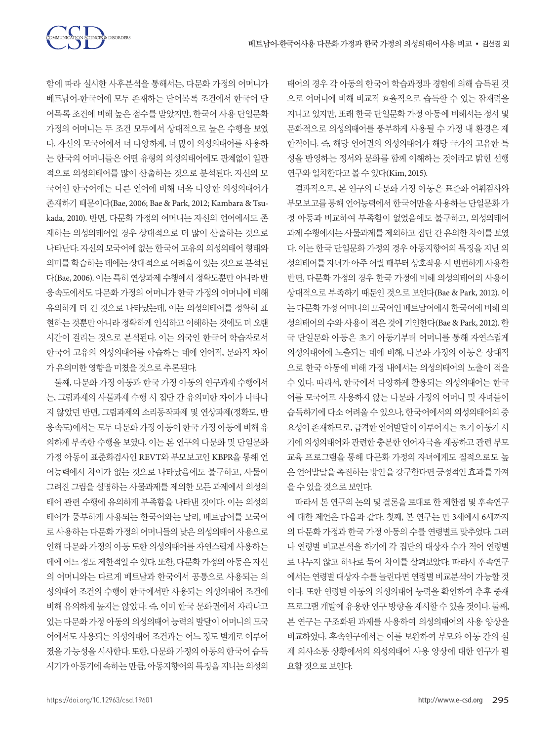함에 따라 실시한 사후분석을 통해서는, 다문화 가정의 어머니가 베트남어-한국어에 모두 존재하는 단어목록 조건에서 한국어 단어목록 조건에 비해 높은 점수를 받았지만, 한국어 사용 단일문화 가정의 어머니는 두 조건 모두에서 상대적으로 높은 수행을 보였다. 자신의 모국어에서 더 다양하게, 더 많이 의성의태어를 사용하는 한국의 어머니들은 어떤 유형의 의성의태어에도 관계없이 일관적으로 의성의태어를 많이 산출하는 것으로 분석된다. 자신의 모국어인 한국어에는 다른 언어에 비해 더욱 다양한 의성의태어가 존재하기 때문이다(Bae, 2006; Bae & Park, 2012; Kambara & Tsukada, 2010). 반면, 다문화 가정의 어머니는 자신의 언어에서도 존재하는 의성의태어일 경우 상대적으로 더 많이 산출하는 것으로 나타난다. 자신의 모국어에 없는 한국어 고유의 의성의태어 형태와 의미를 학습하는 데에는 상대적으로 어려움이 있는 것으로 분석된다(Bae, 2006). 이는 특히 연상과제 수행에서 정확도뿐만 아니라 반응속도에서도 다문화 가정의 어머니가 한국 가정의 어머니에 비해 유의하게 더 긴 것으로 나타났는데, 이는 의성의태어를 정확히 표현하는 것뿐만 아니라 정확하게 인식하고 이해하는 것에도 더 오랜 시간이 걸리는 것으로 분석된다. 이는 외국인 한국어 학습자로서 한국어 고유의 의성의태어를 학습하는 데에 언어적, 문화적 차이가 유의미한 영향을 미쳤을 것으로 추론된다.

둘째, 다문화 가정 아동과 한국 가정 아동의 연구과제 수행에서는, 그림과제의 사물과제 수행 시 집단 간 유의미한 차이가 나타나지 않았던 반면, 그림과제의 소리동작과제 및 연상과제(정확도, 반응속도)에서는 모두 다문화 가정 아동이 한국 가정 아동에 비해 유의하게 부족한 수행을 보였다. 이는 본 연구의 다문화 및 단일문화 가정 아동이 표준화검사인 REVT와 부모보고인 KBPR을 통해 언어능력에서 차이가 없는 것으로 나타났음에도 불구하고, 사물이 그려진 그림을 설명하는 사물과제를 제외한 모든 과제에서 의성의태어 관련 수행에 유의하게 부족함을 나타낸 것이다. 이는 의성의태어가 풍부하게 사용되는 한국어와는 달리, 베트남어를 모국어로 사용하는 다문화 가정의 어머니들의 낮은 의성의태어 사용으로 인해 다문화 가정의 아동 또한 의성의태어를 자연스럽게 사용하는 데에 어느 정도 제한적일 수 있다. 또한, 다문화 가정의 아동은 자신의 어머니와는 다르게 베트남과 한국에서 공통으로 사용되는 의성의태어 조건의 수행이 한국에서만 사용되는 의성의태어 조건에 비해 유의하게 높지는 않았다. 즉, 이미 한국 문화권에서 자라나고 있는 다문화 가정 아동의 의성의태어 능력의 발달이 어머니의 모국어에서도 사용되는 의성의태어 조건과는 어느 정도 별개로 이루어졌을 가능성을 시사한다. 또한, 다문화 가정의 아동의 한국어 습득 시기가 아동기에 속하는 만큼, 아동지향어의 특징을 지니는 의성의태어의 경우 각 아동의 한국어 학습과정과 경험에 의해 습득된 것으로 어머니에 비해 비교적 효율적으로 습득할 수 있는 잠재력을 지니고 있지만, 또래 한국 단일문화 가정 아동에 비해서는 정서 및 문화적으로 의성의태어를 풍부하게 사용될 수 가정 내 환경은 제한적이다. 즉, 해당 언어권의 의성의태어가 해당 국가의 고유한 특성을 반영하는 정서와 문화를 함께 이해하는 것이라고 밝힌 선행연구와 일치한다고 볼 수 있다(Kim, 2015).

결과적으로, 본 연구의 다문화 가정 아동은 표준화 어휘검사와 부모보고를 통해 언어능력에서 한국어만을 사용하는 단일문화 가정 아동과 비교하여 부족함이 없었음에도 불구하고, 의성의태어 과제 수행에서는 사물과제를 제외하고 집단 간 유의한 차이를 보였다. 이는 한국 단일문화 가정의 경우 아동지향어의 특징을 지닌 의성의태어를 자녀가 아주 어릴 때부터 상호작용 시 빈번하게 사용한 반면, 다문화 가정의 경우 한국 가정에 비해 의성의태어의 사용이 상대적으로 부족하기 때문인 것으로 보인다(Bae & Park, 2012). 이는 다문화 가정 어머니의 모국어인 베트남어에서 한국어에 비해 의성의태어의 수와 사용이 적은 것에 기인한다(Bae & Park, 2012). 한국 단일문화 아동은 초기 아동기부터 어머니를 통해 자연스럽게 의성의태어에 노출되는 데에 비해, 다문화 가정의 아동은 상대적으로 한국 아동에 비해 가정 내에서는 의성의태어의 노출이 적을 수 있다. 따라서, 한국에서 다양하게 활용되는 의성의태어는 한국어를 모국어로 사용하지 않는 다문화 가정의 어머니 및 자녀들이 습득하기에 다소 어려울 수 있으나, 한국어에서의 의성의태어의 중요성이 존재하므로, 급격한 언어발달이 이루어지는 초기 아동기 시기에 의성의태어와 관련한 충분한 언어자극을 제공하고 관련 부모교육 프로그램을 통해 다문화 가정의 자녀에게도 질적으로도 높은 언어발달을 촉진하는 방안을 강구한다면 긍정적인 효과를 가져올 수 있을 것으로 보인다.

따라서 본 연구의 논의 및 결론을 토대로 한 제한점 및 후속연구에 대한 제언은 다음과 같다. 첫째, 본 연구는 만 3세에서 6세까지의 다문화 가정과 한국 가정 아동의 수를 연령별로 맞추었다. 그러나 연령별 비교분석을 하기에 각 집단의 대상자 수가 적어 연령별로 나누지 않고 하나로 묶어 차이를 살펴보았다. 따라서 후속연구에서는 연령별 대상자 수를 늘린다면 연령별 비교분석이 가능할 것이다. 또한 연령별 아동의 의성의태어 능력을 확인하여 추후 중재 프로그램 개발에 유용한 연구 방향을 제시할 수 있을 것이다. 둘째, 본 연구는 구조화된 과제를 사용하여 의성의태어의 사용 양상을 비교하였다. 후속연구에서는 이를 보완하여 부모와 아동 간의 실제 의사소통 상황에서의 의성의태어 사용 양상에 대한 연구가 필요할 것으로 보인다.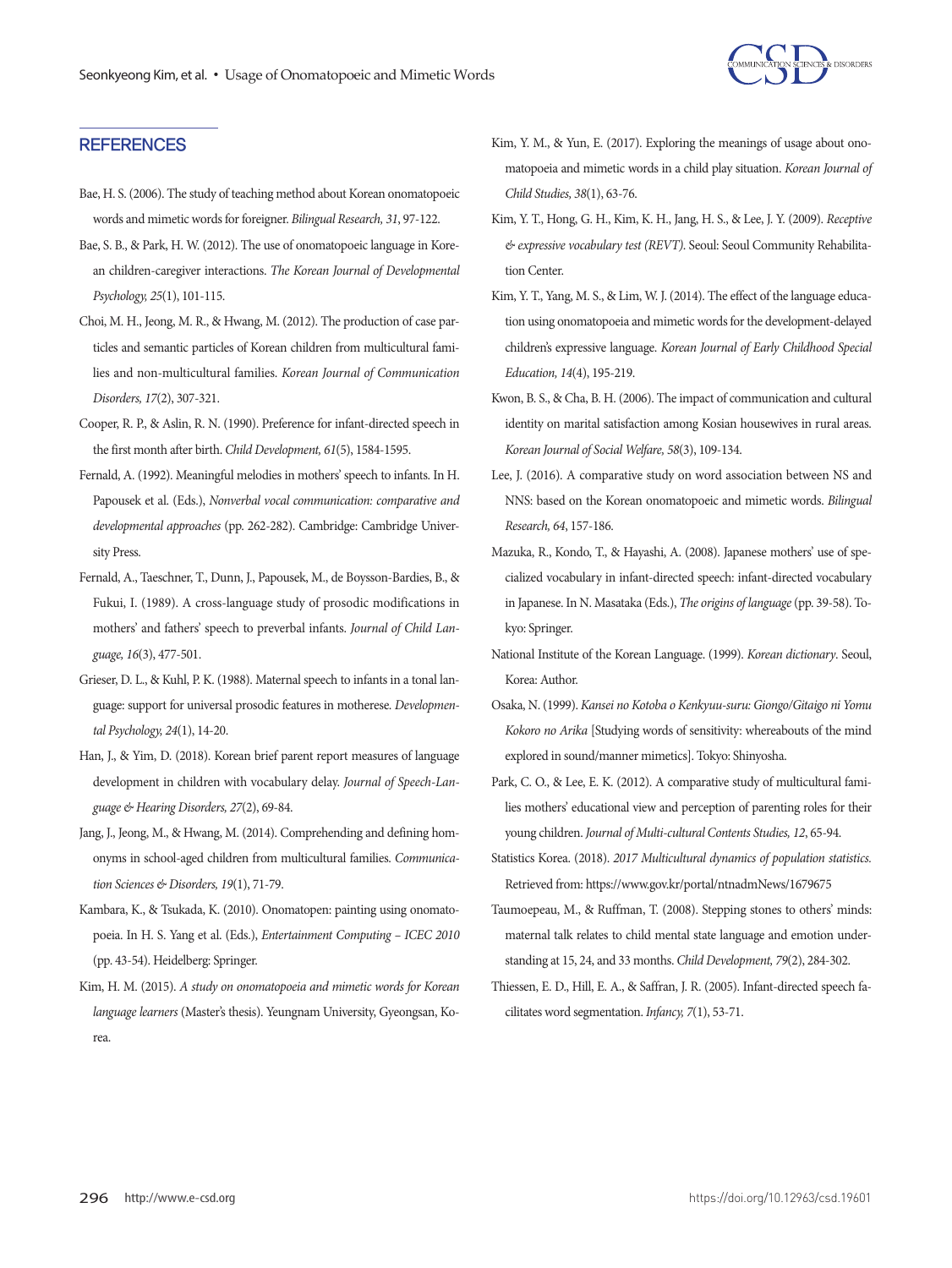## REFERENCES

Bae, H. S. (2006). The study of teaching method about Korean onomatopoeic words and mimetic words for foreigner. *Bilingual Research, 31*, 97-122.

Bae, S. B., & Park, H. W. (2012). The use of onomatopoeic language in Korean children-caregiver interactions. *The Korean Journal of Developmental Psychology, 25*(1), 101-115.

Choi, M. H., Jeong, M. R., & Hwang, M. (2012). The production of case particles and semantic particles of Korean children from multicultural families and non-multicultural families. *Korean Journal of Communication Disorders, 17*(2), 307-321.

Cooper, R. P., & Aslin, R. N. (1990). Preference for infant-directed speech in the first month after birth. *Child Development, 61*(5), 1584-1595.

Fernald, A. (1992). Meaningful melodies in mothers' speech to infants. In H. Papousek et al. (Eds.), *Nonverbal vocal communication: comparative and developmental approaches* (pp. 262-282). Cambridge: Cambridge University Press.

Fernald, A., Taeschner, T., Dunn, J., Papousek, M., de Boysson-Bardies, B., & Fukui, I. (1989). A cross-language study of prosodic modifications in mothers' and fathers' speech to preverbal infants. *Journal of Child Language, 16*(3), 477-501.

Grieser, D. L., & Kuhl, P. K. (1988). Maternal speech to infants in a tonal language: support for universal prosodic features in motherese. *Developmental Psychology, 24*(1), 14-20.

Han, J., & Yim, D. (2018). Korean brief parent report measures of language development in children with vocabulary delay. *Journal of Speech-Language & Hearing Disorders, 27*(2), 69-84.

Jang, J., Jeong, M., & Hwang, M. (2014). Comprehending and defining homonyms in school-aged children from multicultural families. *Communication Sciences & Disorders, 19*(1), 71-79.

Kambara, K., & Tsukada, K. (2010). Onomatopen: painting using onomatopoeia. In H. S. Yang et al. (Eds.), *Entertainment Computing – ICEC 2010* (pp. 43-54). Heidelberg: Springer.

Kim, H. M. (2015). *A study on onomatopoeia and mimetic words for Korean language learners* (Master's thesis). Yeungnam University, Gyeongsan, Korea.

Kim, Y. M., & Yun, E. (2017). Exploring the meanings of usage about onomatopoeia and mimetic words in a child play situation. *Korean Journal of Child Studies, 38*(1), 63-76.

Kim, Y. T., Hong, G. H., Kim, K. H., Jang, H. S., & Lee, J. Y. (2009). *Receptive & expressive vocabulary test (REVT)*. Seoul: Seoul Community Rehabilitation Center.

Kim, Y. T., Yang, M. S., & Lim, W. J. (2014). The effect of the language education using onomatopoeia and mimetic words for the development-delayed children's expressive language. *Korean Journal of Early Childhood Special Education, 14*(4), 195-219.

Kwon, B. S., & Cha, B. H. (2006). The impact of communication and cultural identity on marital satisfaction among Kosian housewives in rural areas. *Korean Journal of Social Welfare, 58*(3), 109-134.

Lee, J. (2016). A comparative study on word association between NS and NNS: based on the Korean onomatopoeic and mimetic words. *Bilingual Research, 64*, 157-186.

Mazuka, R., Kondo, T., & Hayashi, A. (2008). Japanese mothers' use of specialized vocabulary in infant-directed speech: infant-directed vocabulary in Japanese. In N. Masataka (Eds.), *The origins of language* (pp. 39-58). Tokyo: Springer.

National Institute of the Korean Language. (1999). *Korean dictionary*. Seoul, Korea: Author.

Osaka, N. (1999). *Kansei no Kotoba o Kenkyuu-suru: Giongo/Gitaigo ni Yomu Kokoro no Arika* [Studying words of sensitivity: whereabouts of the mind explored in sound/manner mimetics]. Tokyo: Shinyosha.

Park, C. O., & Lee, E. K. (2012). A comparative study of multicultural families mothers' educational view and perception of parenting roles for their young children. *Journal of Multi-cultural Contents Studies, 12*, 65-94.

Statistics Korea. (2018). *2017 Multicultural dynamics of population statistics.* Retrieved from: https://www.gov.kr/portal/ntnadmNews/1679675

Taumoepeau, M., & Ruffman, T. (2008). Stepping stones to others' minds: maternal talk relates to child mental state language and emotion understanding at 15, 24, and 33 months. *Child Development, 79*(2), 284-302.

Thiessen, E. D., Hill, E. A., & Saffran, J. R. (2005). Infant-directed speech facilitates word segmentation. *Infancy, 7*(1), 53-71.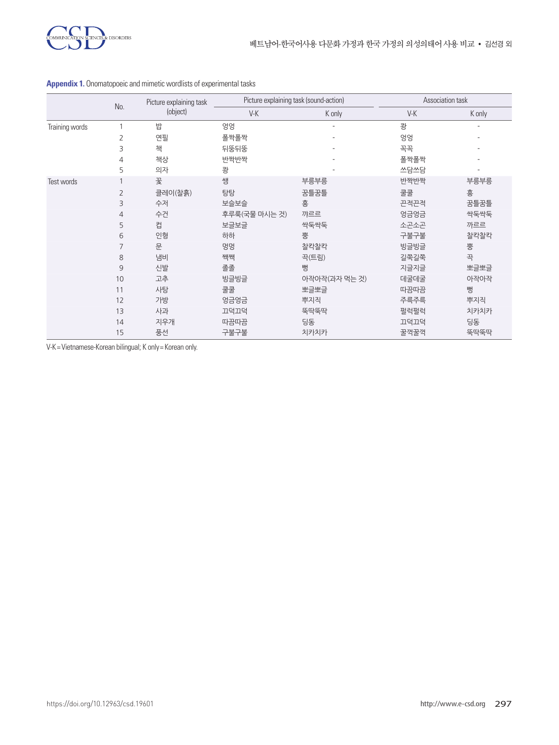**Appendix 1.** Onomatopoeic and mimetic wordlists of experimental tasks

| | No. | Picture explaining task (object) | Picture explaining task (sound-action) | | Association task | |
|---|---|---|---|---|---|---|
| | | | V-K | K only | V-K | K only |
| Training words | 1 | 밥 | 엉엉 | - | 쾅 | - |
| | 2 | 연필 | 폴짝폴짝 | - | 엉엉 | - |
| | 3 | 책 | 뒤뚱뒤뚱 | - | 꼭꼭 | - |
| | 4 | 책상 | 반짝반짝 | - | 폴짝폴짝 | - |
| | 5 | 의자 | 쾅 | - | 쓰담쓰담 | - |
| Test words | 1 | 꽃 | 쌩 | 부릉부릉 | 반짝반짝 | 부릉부릉 |
| | 2 | 클레이(찰흙) | 탕탕 | 꿈틀꿈틀 | 쿨쿨 | 흥 |
| | 3 | 수저 | 보슬보슬 | 흥 | 끈적끈적 | 꿈틀꿈틀 |
| | 4 | 수건 | 후루룩(국물 마시는 것) | 꺄르르 | 엉금엉금 | 싹둑싹둑 |
| | 5 | 컵 | 보글보글 | 싹둑싹둑 | 소곤소곤 | 까르르 |
| | 6 | 인형 | 하하 | 뿡 | 구불구불 | 찰칵찰칵 |
| | 7 | 문 | 멍멍 | 찰칵찰칵 | 빙글빙글 | 뿡 |
| | 8 | 냄비 | 짹짹 | 끅(트림) | 길쭉길쭉 | 끅 |
| | 9 | 신발 | 졸졸 | 뻥 | 지글지글 | 뽀글뽀글 |
| | 10 | 고추 | 빙글빙글 | 아작아작(과자 먹는 것) | 데굴데굴 | 아작아작 |
| | 11 | 사탕 | 쿨쿨 | 뽀글뽀글 | 따끔따끔 | 뻥 |
| | 12 | 가방 | 엉금엉금 | 뿌지직 | 주륵주륵 | 뿌지직 |
| | 13 | 사과 | 끄덕끄덕 | 뚝딱뚝딱 | 펄럭펄럭 | 치카치카 |
| | 14 | 지우개 | 따끔따끔 | 딩동 | 끄덕끄덕 | 딩동 |
| | 15 | 풍선 | 구불구불 | 치카치카 | 꿀꺽꿀꺽 | 뚝딱뚝딱 |

V-K = Vietnamese-Korean bilingual; K only = Korean only.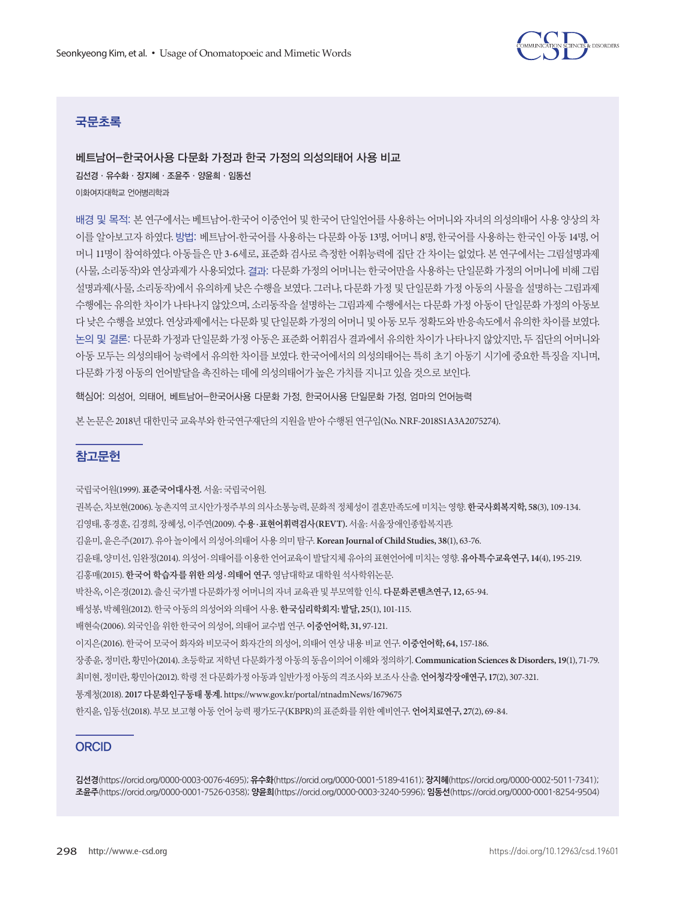## 국문초록

### 베트남어–한국어사용 다문화 가정과 한국 가정의 의성의태어 사용 비교

김선경 · 유수화 · 장지혜 · 조윤주 · 양윤희 · 임동선

이화여자대학교 언어병리학과

배경 및 목적: 본 연구에서는 베트남어-한국어 이중언어 및 한국어 단일언어를 사용하는 어머니와 자녀의 의성의태어 사용 양상의 차이를 알아보고자 하였다. 방법: 베트남어-한국어를 사용하는 다문화 아동 13명, 어머니 8명, 한국어를 사용하는 한국인 아동 14명, 어머니 11명이 참여하였다. 아동들은 만 3-6세로, 표준화 검사로 측정한 어휘능력에 집단 간 차이는 없었다. 본 연구에서는 그림설명과제(사물, 소리동작)와 연상과제가 사용되었다. 결과: 다문화 가정의 어머니는 한국어만을 사용하는 단일문화 가정의 어머니에 비해 그림설명과제(사물, 소리동작)에서 유의하게 낮은 수행을 보였다. 그러나, 다문화 가정 및 단일문화 가정 아동의 사물을 설명하는 그림과제 수행에는 유의한 차이가 나타나지 않았으며, 소리동작을 설명하는 그림과제 수행에서는 다문화 가정 아동이 단일문화 가정의 아동보다 낮은 수행을 보였다. 연상과제에서는 다문화 및 단일문화 가정의 어머니 및 아동 모두 정확도와 반응속도에서 유의한 차이를 보였다. 논의 및 결론: 다문화 가정과 단일문화 가정 아동은 표준화 어휘검사 결과에서 유의한 차이가 나타나지 않았지만, 두 집단의 어머니와 아동 모두는 의성의태어 능력에서 유의한 차이를 보였다. 한국어에서의 의성의태어는 특히 초기 아동기 시기에 중요한 특징을 지니며, 다문화 가정 아동의 언어발달을 촉진하는 데에 의성의태어가 높은 가치를 지니고 있을 것으로 보인다.

핵심어: 의성어, 의태어, 베트남어–한국어사용 다문화 가정, 한국어사용 단일문화 가정, 엄마의 언어능력

본 논문은 2018년 대한민국 교육부와 한국연구재단의 지원을 받아 수행된 연구임(No. NRF-2018S1A3A2075274).

## 참고문헌

국립국어원(1999). **표준국어대사전.** 서울: 국립국어원.

권복순, 차보현(2006). 농촌지역 코시안가정주부의 의사소통능력, 문화적 정체성이 결혼만족도에 미치는 영향. **한국사회복지학, 58**(3), 109-134.

김영태, 홍경훈, 김경희, 장혜성, 이주연(2009). **수용·표현어휘력검사(REVT).** 서울: 서울장애인종합복지관.

김윤미, 윤은주(2017). 유아 놀이에서 의성어·의태어 사용 의미 탐구. **Korean Journal of Child Studies, 38**(1), 63-76.

김윤태, 양미선, 임완정(2014). 의성어·의태어를 이용한 언어교육이 발달지체 유아의 표현언어에 미치는 영향. **유아특수교육연구, 14**(4), 195-219.

김홍매(2015). **한국어 학습자를 위한 의성·의태어 연구.** 영남대학교 대학원 석사학위논문.

박찬옥, 이은경(2012). 출신 국가별 다문화가정 어머니의 자녀 교육관 및 부모역할 인식. **다문화콘텐츠연구, 12,** 65-94.

배성봉, 박혜원(2012). 한국 아동의 의성어와 의태어 사용. **한국심리학회지: 발달, 25**(1), 101-115.

배현숙(2006). 외국인을 위한 한국어 의성어, 의태어 교수법 연구. **이중언어학, 31,** 97-121.

이지은(2016). 한국어 모국어 화자와 비모국어 화자간의 의성어, 의태어 연상 내용 비교 연구. **이중언어학, 64,** 157-186.

장종윤, 정미란, 황민아(2014). 초등학교 저학년 다문화가정 아동의 동음이의어 이해와 정의하기. **Communication Sciences & Disorders, 19**(1), 71-79.

최미현, 정미란, 황민아(2012). 학령 전 다문화가정 아동과 일반가정 아동의 격조사와 보조사 산출. **언어청각장애연구, 17**(2), 307-321.

통계청(2018). **2017 다문화인구동태 통계.** https://www.gov.kr/portal/ntnadmNews/1679675

한지윤, 임동선(2018). 부모 보고형 아동 언어 능력 평가도구(KBPR)의 표준화를 위한 예비연구. **언어치료연구, 27**(2), 69-84.

## ORCID

**김선경**(https://orcid.org/0000-0003-0076-4695); **유수화**(https://orcid.org/0000-0001-5189-4161); **장지혜**(https://orcid.org/0000-0002-5011-7341); **조윤주**(https://orcid.org/0000-0001-7526-0358); **양윤희**(https://orcid.org/0000-0003-3240-5996); **임동선**(https://orcid.org/0000-0001-8254-9504)